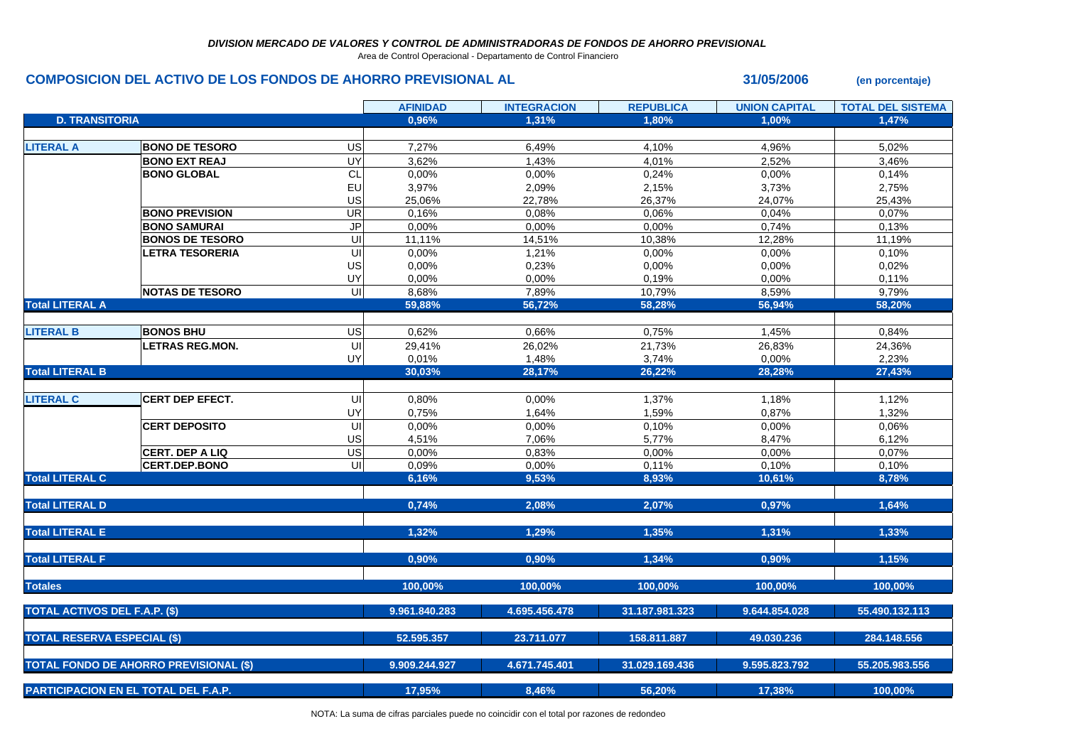*DIVISION MERCADO DE VALORES Y CONTROL DE ADMINISTRADORAS DE FONDOS DE AHORRO PREVISIONAL*

Area de Control Operacional - Departamento de Control Financiero

## COMPOSICION DEL ACTIVO DE LOS FONDOS DE AHORRO PREVISIONAL AL 31/05/2006 (en porcentaje)

| | | | AFINIDAD | INTEGRACION | REPUBLICA | UNION CAPITAL | TOTAL DEL SISTEMA |
|---|---|---|---|---|---|---|---|
| **D. TRANSITORIA** | | | 0,96% | 1,31% | 1,80% | 1,00% | 1,47% |
| **LITERAL A** | **BONO DE TESORO** | US | 7,27% | 6,49% | 4,10% | 4,96% | 5,02% |
| | **BONO EXT REAJ** | UY | 3,62% | 1,43% | 4,01% | 2,52% | 3,46% |
| | **BONO GLOBAL** | CL | 0,00% | 0,00% | 0,24% | 0,00% | 0,14% |
| | | EU | 3,97% | 2,09% | 2,15% | 3,73% | 2,75% |
| | | US | 25,06% | 22,78% | 26,37% | 24,07% | 25,43% |
| | **BONO PREVISION** | UR | 0,16% | 0,08% | 0,06% | 0,04% | 0,07% |
| | **BONO SAMURAI** | JP | 0,00% | 0,00% | 0,00% | 0,74% | 0,13% |
| | **BONOS DE TESORO** | UI | 11,11% | 14,51% | 10,38% | 12,28% | 11,19% |
| | **LETRA TESORERIA** | UI | 0,00% | 1,21% | 0,00% | 0,00% | 0,10% |
| | | US | 0,00% | 0,23% | 0,00% | 0,00% | 0,02% |
| | | UY | 0,00% | 0,00% | 0,19% | 0,00% | 0,11% |
| | **NOTAS DE TESORO** | UI | 8,68% | 7,89% | 10,79% | 8,59% | 9,79% |
| **Total LITERAL A** | | | 59,88% | 56,72% | 58,28% | 56,94% | 58,20% |
| **LITERAL B** | **BONOS BHU** | US | 0,62% | 0,66% | 0,75% | 1,45% | 0,84% |
| | **LETRAS REG.MON.** | UI | 29,41% | 26,02% | 21,73% | 26,83% | 24,36% |
| | | UY | 0,01% | 1,48% | 3,74% | 0,00% | 2,23% |
| **Total LITERAL B** | | | 30,03% | 28,17% | 26,22% | 28,28% | 27,43% |
| **LITERAL C** | **CERT DEP EFECT.** | UI | 0,80% | 0,00% | 1,37% | 1,18% | 1,12% |
| | | UY | 0,75% | 1,64% | 1,59% | 0,87% | 1,32% |
| | **CERT DEPOSITO** | UI | 0,00% | 0,00% | 0,10% | 0,00% | 0,06% |
| | | US | 4,51% | 7,06% | 5,77% | 8,47% | 6,12% |
| | **CERT. DEP A LIQ** | US | 0,00% | 0,83% | 0,00% | 0,00% | 0,07% |
| | **CERT.DEP.BONO** | UI | 0,09% | 0,00% | 0,11% | 0,10% | 0,10% |
| **Total LITERAL C** | | | 6,16% | 9,53% | 8,93% | 10,61% | 8,78% |
| **Total LITERAL D** | | | 0,74% | 2,08% | 2,07% | 0,97% | 1,64% |
| **Total LITERAL E** | | | 1,32% | 1,29% | 1,35% | 1,31% | 1,33% |
| **Total LITERAL F** | | | 0,90% | 0,90% | 1,34% | 0,90% | 1,15% |
| **Totales** | | | 100,00% | 100,00% | 100,00% | 100,00% | 100,00% |
| **TOTAL ACTIVOS DEL F.A.P. ($)** | | | 9.961.840.283 | 4.695.456.478 | 31.187.981.323 | 9.644.854.028 | 55.490.132.113 |
| **TOTAL RESERVA ESPECIAL ($)** | | | 52.595.357 | 23.711.077 | 158.811.887 | 49.030.236 | 284.148.556 |
| **TOTAL FONDO DE AHORRO PREVISIONAL ($)** | | | 9.909.244.927 | 4.671.745.401 | 31.029.169.436 | 9.595.823.792 | 55.205.983.556 |
| **PARTICIPACION EN EL TOTAL DEL F.A.P.** | | | 17,95% | 8,46% | 56,20% | 17,38% | 100,00% |

NOTA: La suma de cifras parciales puede no coincidir con el total por razones de redondeo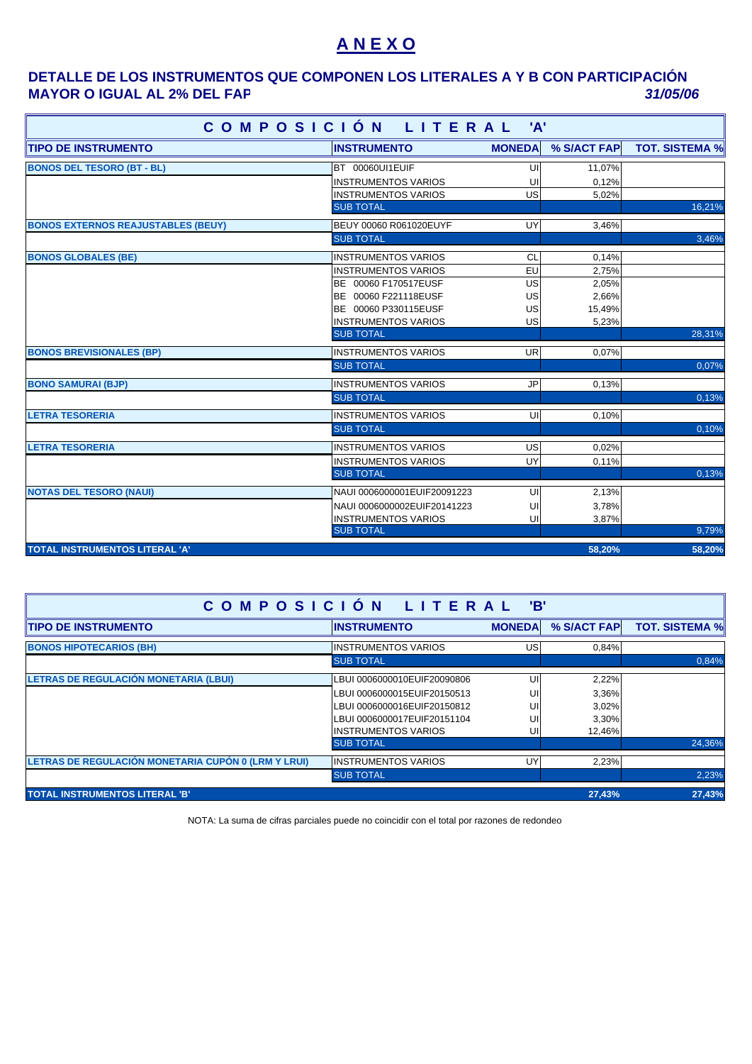# ANEXO

## DETALLE DE LOS INSTRUMENTOS QUE COMPONEN LOS LITERALES A Y B CON PARTICIPACIÓN MAYOR O IGUAL AL 2% DEL FAP

*31/05/06*

### COMPOSICIÓN LITERAL 'A'

| TIPO DE INSTRUMENTO | INSTRUMENTO | MONEDA | % S/ACT FAP | TOT. SISTEMA % |
|---|---|---|---|---|
| BONOS DEL TESORO (BT - BL) | BT 00060UI1EUIF | UI | 11,07% | |
| | INSTRUMENTOS VARIOS | UI | 0,12% | |
| | INSTRUMENTOS VARIOS | US | 5,02% | |
| | SUB TOTAL | | | 16,21% |
| BONOS EXTERNOS REAJUSTABLES (BEUY) | BEUY 00060 R061020EUYF | UY | 3,46% | |
| | SUB TOTAL | | | 3,46% |
| BONOS GLOBALES (BE) | INSTRUMENTOS VARIOS | CL | 0,14% | |
| | INSTRUMENTOS VARIOS | EU | 2,75% | |
| | BE 00060 F170517EUSF | US | 2,05% | |
| | BE 00060 F221118EUSF | US | 2,66% | |
| | BE 00060 P330115EUSF | US | 15,49% | |
| | INSTRUMENTOS VARIOS | US | 5,23% | |
| | SUB TOTAL | | | 28,31% |
| BONOS BREVISIONALES (BP) | INSTRUMENTOS VARIOS | UR | 0,07% | |
| | SUB TOTAL | | | 0,07% |
| BONO SAMURAI (BJP) | INSTRUMENTOS VARIOS | JP | 0,13% | |
| | SUB TOTAL | | | 0,13% |
| LETRA TESORERIA | INSTRUMENTOS VARIOS | UI | 0,10% | |
| | SUB TOTAL | | | 0,10% |
| LETRA TESORERIA | INSTRUMENTOS VARIOS | US | 0,02% | |
| | INSTRUMENTOS VARIOS | UY | 0,11% | |
| | SUB TOTAL | | | 0,13% |
| NOTAS DEL TESORO (NAUI) | NAUI 0006000001EUIF20091223 | UI | 2,13% | |
| | NAUI 0006000002EUIF20141223 | UI | 3,78% | |
| | INSTRUMENTOS VARIOS | UI | 3,87% | |
| | SUB TOTAL | | | 9,79% |
| TOTAL INSTRUMENTOS LITERAL 'A' | | | 58,20% | 58,20% |

### COMPOSICIÓN LITERAL 'B'

| TIPO DE INSTRUMENTO | INSTRUMENTO | MONEDA | % S/ACT FAP | TOT. SISTEMA % |
|---|---|---|---|---|
| BONOS HIPOTECARIOS (BH) | INSTRUMENTOS VARIOS | US | 0,84% | |
| | SUB TOTAL | | | 0,84% |
| LETRAS DE REGULACIÓN MONETARIA (LBUI) | LBUI 0006000010EUIF20090806 | UI | 2,22% | |
| | LBUI 0006000015EUIF20150513 | UI | 3,36% | |
| | LBUI 0006000016EUIF20150812 | UI | 3,02% | |
| | LBUI 0006000017EUIF20151104 | UI | 3,30% | |
| | INSTRUMENTOS VARIOS | UI | 12,46% | |
| | SUB TOTAL | | | 24,36% |
| LETRAS DE REGULACIÓN MONETARIA CUPÓN 0 (LRM Y LRUI) | INSTRUMENTOS VARIOS | UY | 2,23% | |
| | SUB TOTAL | | | 2,23% |
| TOTAL INSTRUMENTOS LITERAL 'B' | | | 27,43% | 27,43% |

NOTA: La suma de cifras parciales puede no coincidir con el total por razones de redondeo